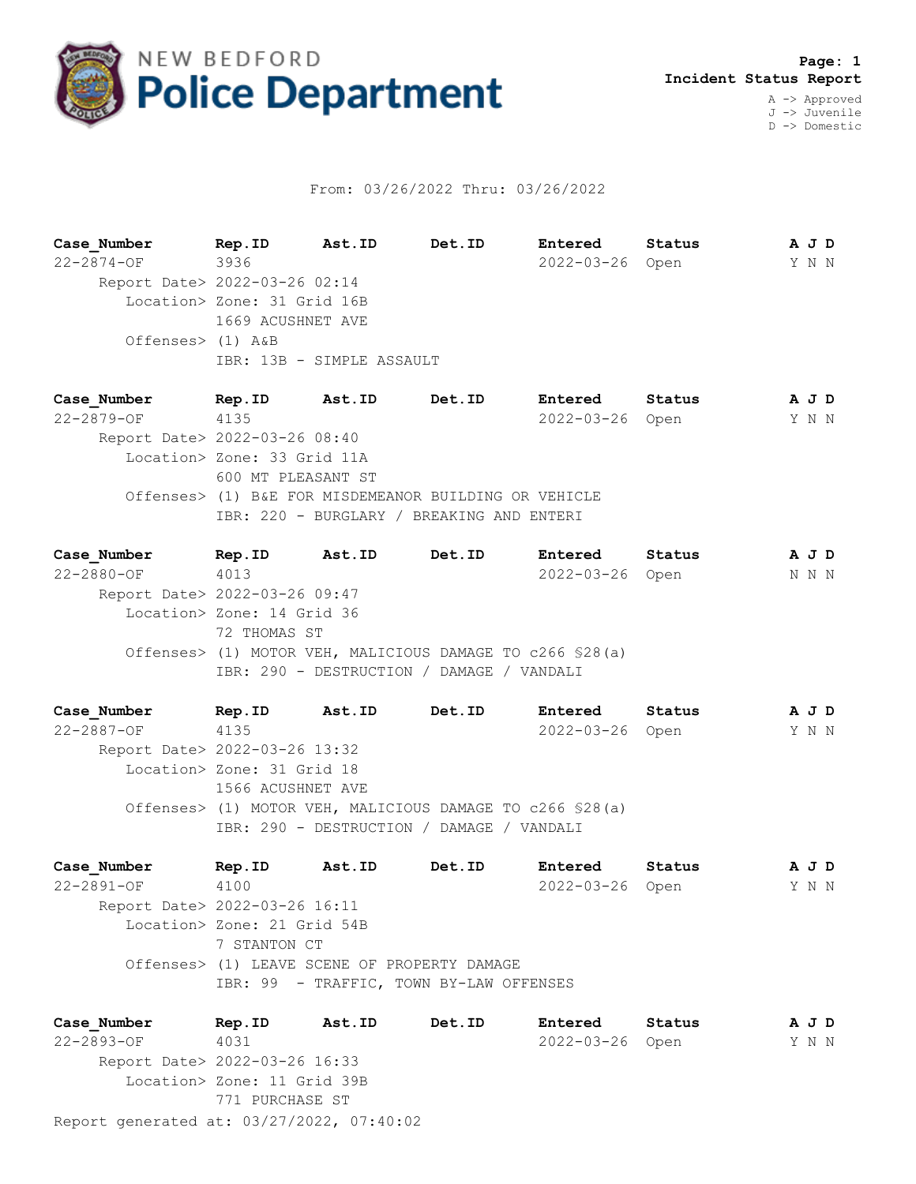# NEW BEDFORD Police Department

**Incident Status Report**

A -> Approved
J -> Juvenile
D -> Domestic

From: 03/26/2022 Thru: 03/26/2022

| Case_Number | Rep.ID | Ast.ID | Det.ID | Entered | Status | A J D |
|---|---|---|---|---|---|---|
| 22-2874-OF | 3936 | | | 2022-03-26 | Open | Y N N |

Report Date> 2022-03-26 02:14
Location> Zone: 31 Grid 16B
1669 ACUSHNET AVE
Offenses> (1) A&B
IBR: 13B - SIMPLE ASSAULT

| Case_Number | Rep.ID | Ast.ID | Det.ID | Entered | Status | A J D |
|---|---|---|---|---|---|---|
| 22-2879-OF | 4135 | | | 2022-03-26 | Open | Y N N |

Report Date> 2022-03-26 08:40
Location> Zone: 33 Grid 11A
600 MT PLEASANT ST
Offenses> (1) B&E FOR MISDEMEANOR BUILDING OR VEHICLE
IBR: 220 - BURGLARY / BREAKING AND ENTERI

| Case_Number | Rep.ID | Ast.ID | Det.ID | Entered | Status | A J D |
|---|---|---|---|---|---|---|
| 22-2880-OF | 4013 | | | 2022-03-26 | Open | N N N |

Report Date> 2022-03-26 09:47
Location> Zone: 14 Grid 36
72 THOMAS ST
Offenses> (1) MOTOR VEH, MALICIOUS DAMAGE TO c266 §28(a)
IBR: 290 - DESTRUCTION / DAMAGE / VANDALI

| Case_Number | Rep.ID | Ast.ID | Det.ID | Entered | Status | A J D |
|---|---|---|---|---|---|---|
| 22-2887-OF | 4135 | | | 2022-03-26 | Open | Y N N |

Report Date> 2022-03-26 13:32
Location> Zone: 31 Grid 18
1566 ACUSHNET AVE
Offenses> (1) MOTOR VEH, MALICIOUS DAMAGE TO c266 §28(a)
IBR: 290 - DESTRUCTION / DAMAGE / VANDALI

| Case_Number | Rep.ID | Ast.ID | Det.ID | Entered | Status | A J D |
|---|---|---|---|---|---|---|
| 22-2891-OF | 4100 | | | 2022-03-26 | Open | Y N N |

Report Date> 2022-03-26 16:11
Location> Zone: 21 Grid 54B
7 STANTON CT
Offenses> (1) LEAVE SCENE OF PROPERTY DAMAGE
IBR: 99 - TRAFFIC, TOWN BY-LAW OFFENSES

| Case_Number | Rep.ID | Ast.ID | Det.ID | Entered | Status | A J D |
|---|---|---|---|---|---|---|
| 22-2893-OF | 4031 | | | 2022-03-26 | Open | Y N N |

Report Date> 2022-03-26 16:33
Location> Zone: 11 Grid 39B
771 PURCHASE ST

Report generated at: 03/27/2022, 07:40:02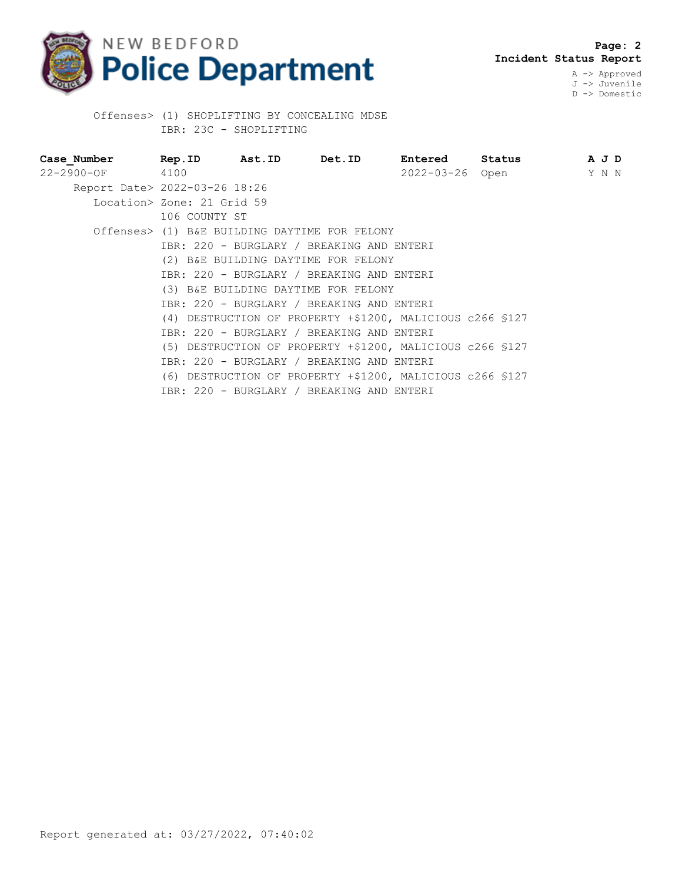# NEW BEDFORD Police Department

**Incident Status Report**

A -> Approved
J -> Juvenile
D -> Domestic

Offenses> (1) SHOPLIFTING BY CONCEALING MDSE
IBR: 23C - SHOPLIFTING

| Case_Number | Rep.ID | Ast.ID | Det.ID | Entered | Status | A J D |
|---|---|---|---|---|---|---|
| 22-2900-OF | 4100 | | | 2022-03-26 | Open | Y N N |

Report Date> 2022-03-26 18:26

Location> Zone: 21 Grid 59
106 COUNTY ST

Offenses> (1) B&E BUILDING DAYTIME FOR FELONY
IBR: 220 - BURGLARY / BREAKING AND ENTERI
(2) B&E BUILDING DAYTIME FOR FELONY
IBR: 220 - BURGLARY / BREAKING AND ENTERI
(3) B&E BUILDING DAYTIME FOR FELONY
IBR: 220 - BURGLARY / BREAKING AND ENTERI
(4) DESTRUCTION OF PROPERTY +$1200, MALICIOUS c266 §127
IBR: 220 - BURGLARY / BREAKING AND ENTERI
(5) DESTRUCTION OF PROPERTY +$1200, MALICIOUS c266 §127
IBR: 220 - BURGLARY / BREAKING AND ENTERI
(6) DESTRUCTION OF PROPERTY +$1200, MALICIOUS c266 §127
IBR: 220 - BURGLARY / BREAKING AND ENTERI

Report generated at: 03/27/2022, 07:40:02